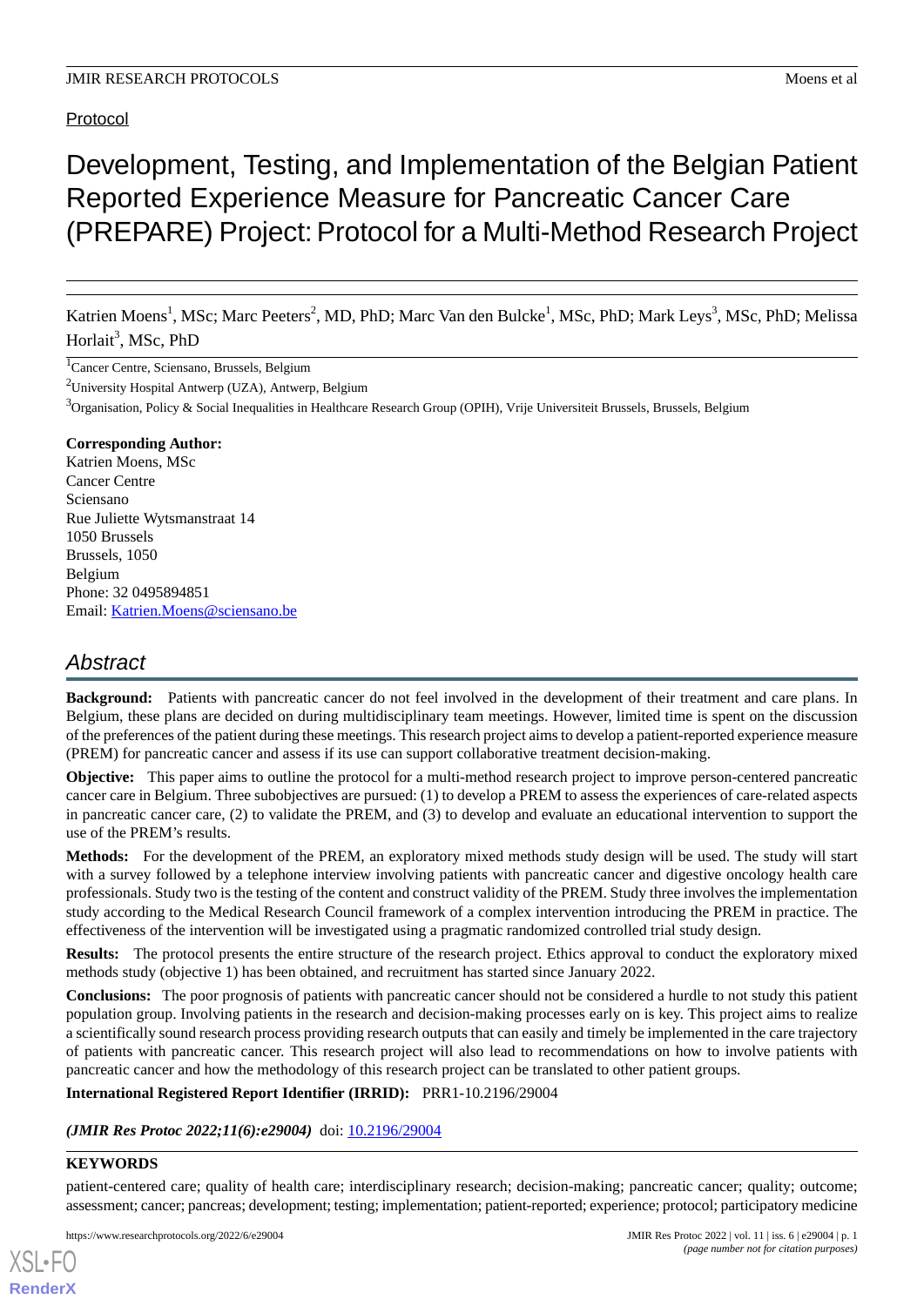Protocol

# Development, Testing, and Implementation of the Belgian Patient Reported Experience Measure for Pancreatic Cancer Care (PREPARE) Project: Protocol for a Multi-Method Research Project

Katrien Moens[1], MSc; Marc Peeters[2], MD, PhD; Marc Van den Bulcke[1], MSc, PhD; Mark Leys[3], MSc, PhD; Melissa Horlait[3], MSc, PhD

[1]Cancer Centre, Sciensano, Brussels, Belgium

[2]University Hospital Antwerp (UZA), Antwerp, Belgium

[3]Organisation, Policy & Social Inequalities in Healthcare Research Group (OPIH), Vrije Universiteit Brussels, Brussels, Belgium

**Corresponding Author:**
Katrien Moens, MSc
Cancer Centre
Sciensano
Rue Juliette Wytsmanstraat 14
1050 Brussels
Brussels, 1050
Belgium
Phone: 32 0495894851
Email: Katrien.Moens@sciensano.be

## Abstract

**Background:** Patients with pancreatic cancer do not feel involved in the development of their treatment and care plans. In Belgium, these plans are decided on during multidisciplinary team meetings. However, limited time is spent on the discussion of the preferences of the patient during these meetings. This research project aims to develop a patient-reported experience measure (PREM) for pancreatic cancer and assess if its use can support collaborative treatment decision-making.

**Objective:** This paper aims to outline the protocol for a multi-method research project to improve person-centered pancreatic cancer care in Belgium. Three subobjectives are pursued: (1) to develop a PREM to assess the experiences of care-related aspects in pancreatic cancer care, (2) to validate the PREM, and (3) to develop and evaluate an educational intervention to support the use of the PREM's results.

**Methods:** For the development of the PREM, an exploratory mixed methods study design will be used. The study will start with a survey followed by a telephone interview involving patients with pancreatic cancer and digestive oncology health care professionals. Study two is the testing of the content and construct validity of the PREM. Study three involves the implementation study according to the Medical Research Council framework of a complex intervention introducing the PREM in practice. The effectiveness of the intervention will be investigated using a pragmatic randomized controlled trial study design.

**Results:** The protocol presents the entire structure of the research project. Ethics approval to conduct the exploratory mixed methods study (objective 1) has been obtained, and recruitment has started since January 2022.

**Conclusions:** The poor prognosis of patients with pancreatic cancer should not be considered a hurdle to not study this patient population group. Involving patients in the research and decision-making processes early on is key. This project aims to realize a scientifically sound research process providing research outputs that can easily and timely be implemented in the care trajectory of patients with pancreatic cancer. This research project will also lead to recommendations on how to involve patients with pancreatic cancer and how the methodology of this research project can be translated to other patient groups.

**International Registered Report Identifier (IRRID):** PRR1-10.2196/29004

*(JMIR Res Protoc 2022;11(6):e29004)* doi: 10.2196/29004

**KEYWORDS**

patient-centered care; quality of health care; interdisciplinary research; decision-making; pancreatic cancer; quality; outcome; assessment; cancer; pancreas; development; testing; implementation; patient-reported; experience; protocol; participatory medicine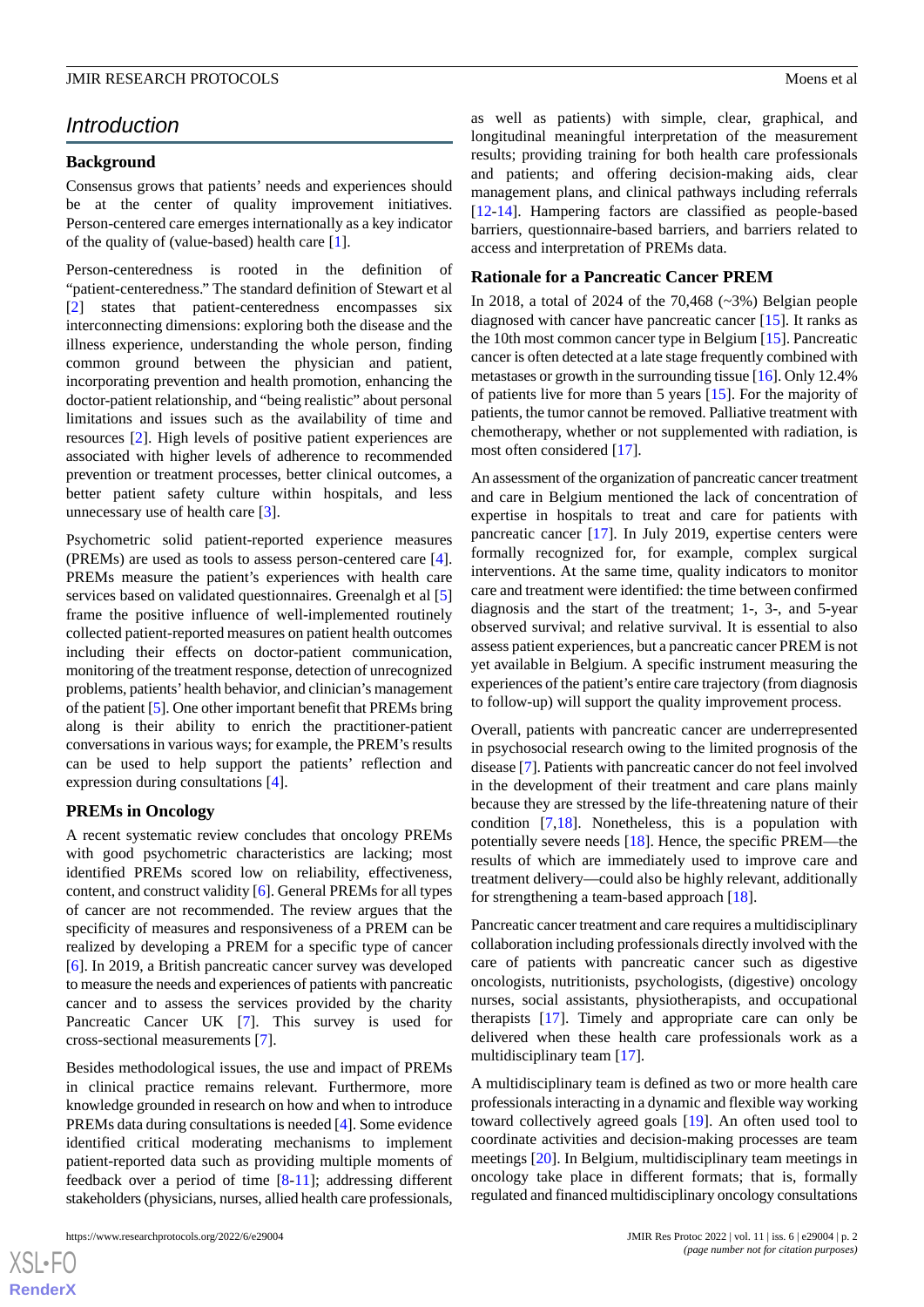## Introduction

### Background

Consensus grows that patients' needs and experiences should be at the center of quality improvement initiatives. Person-centered care emerges internationally as a key indicator of the quality of (value-based) health care [1].

Person-centeredness is rooted in the definition of "patient-centeredness." The standard definition of Stewart et al [2] states that patient-centeredness encompasses six interconnecting dimensions: exploring both the disease and the illness experience, understanding the whole person, finding common ground between the physician and patient, incorporating prevention and health promotion, enhancing the doctor-patient relationship, and "being realistic" about personal limitations and issues such as the availability of time and resources [2]. High levels of positive patient experiences are associated with higher levels of adherence to recommended prevention or treatment processes, better clinical outcomes, a better patient safety culture within hospitals, and less unnecessary use of health care [3].

Psychometric solid patient-reported experience measures (PREMs) are used as tools to assess person-centered care [4]. PREMs measure the patient's experiences with health care services based on validated questionnaires. Greenalgh et al [5] frame the positive influence of well-implemented routinely collected patient-reported measures on patient health outcomes including their effects on doctor-patient communication, monitoring of the treatment response, detection of unrecognized problems, patients' health behavior, and clinician's management of the patient [5]. One other important benefit that PREMs bring along is their ability to enrich the practitioner-patient conversations in various ways; for example, the PREM's results can be used to help support the patients' reflection and expression during consultations [4].

### PREMs in Oncology

A recent systematic review concludes that oncology PREMs with good psychometric characteristics are lacking; most identified PREMs scored low on reliability, effectiveness, content, and construct validity [6]. General PREMs for all types of cancer are not recommended. The review argues that the specificity of measures and responsiveness of a PREM can be realized by developing a PREM for a specific type of cancer [6]. In 2019, a British pancreatic cancer survey was developed to measure the needs and experiences of patients with pancreatic cancer and to assess the services provided by the charity Pancreatic Cancer UK [7]. This survey is used for cross-sectional measurements [7].

Besides methodological issues, the use and impact of PREMs in clinical practice remains relevant. Furthermore, more knowledge grounded in research on how and when to introduce PREMs data during consultations is needed [4]. Some evidence identified critical moderating mechanisms to implement patient-reported data such as providing multiple moments of feedback over a period of time [8-11]; addressing different stakeholders (physicians, nurses, allied health care professionals, as well as patients) with simple, clear, graphical, and longitudinal meaningful interpretation of the measurement results; providing training for both health care professionals and patients; and offering decision-making aids, clear management plans, and clinical pathways including referrals [12-14]. Hampering factors are classified as people-based barriers, questionnaire-based barriers, and barriers related to access and interpretation of PREMs data.

### Rationale for a Pancreatic Cancer PREM

In 2018, a total of 2024 of the 70,468 (~3%) Belgian people diagnosed with cancer have pancreatic cancer [15]. It ranks as the 10th most common cancer type in Belgium [15]. Pancreatic cancer is often detected at a late stage frequently combined with metastases or growth in the surrounding tissue [16]. Only 12.4% of patients live for more than 5 years [15]. For the majority of patients, the tumor cannot be removed. Palliative treatment with chemotherapy, whether or not supplemented with radiation, is most often considered [17].

An assessment of the organization of pancreatic cancer treatment and care in Belgium mentioned the lack of concentration of expertise in hospitals to treat and care for patients with pancreatic cancer [17]. In July 2019, expertise centers were formally recognized for, for example, complex surgical interventions. At the same time, quality indicators to monitor care and treatment were identified: the time between confirmed diagnosis and the start of the treatment; 1-, 3-, and 5-year observed survival; and relative survival. It is essential to also assess patient experiences, but a pancreatic cancer PREM is not yet available in Belgium. A specific instrument measuring the experiences of the patient's entire care trajectory (from diagnosis to follow-up) will support the quality improvement process.

Overall, patients with pancreatic cancer are underrepresented in psychosocial research owing to the limited prognosis of the disease [7]. Patients with pancreatic cancer do not feel involved in the development of their treatment and care plans mainly because they are stressed by the life-threatening nature of their condition [7,18]. Nonetheless, this is a population with potentially severe needs [18]. Hence, the specific PREM—the results of which are immediately used to improve care and treatment delivery—could also be highly relevant, additionally for strengthening a team-based approach [18].

Pancreatic cancer treatment and care requires a multidisciplinary collaboration including professionals directly involved with the care of patients with pancreatic cancer such as digestive oncologists, nutritionists, psychologists, (digestive) oncology nurses, social assistants, physiotherapists, and occupational therapists [17]. Timely and appropriate care can only be delivered when these health care professionals work as a multidisciplinary team [17].

A multidisciplinary team is defined as two or more health care professionals interacting in a dynamic and flexible way working toward collectively agreed goals [19]. An often used tool to coordinate activities and decision-making processes are team meetings [20]. In Belgium, multidisciplinary team meetings in oncology take place in different formats; that is, formally regulated and financed multidisciplinary oncology consultations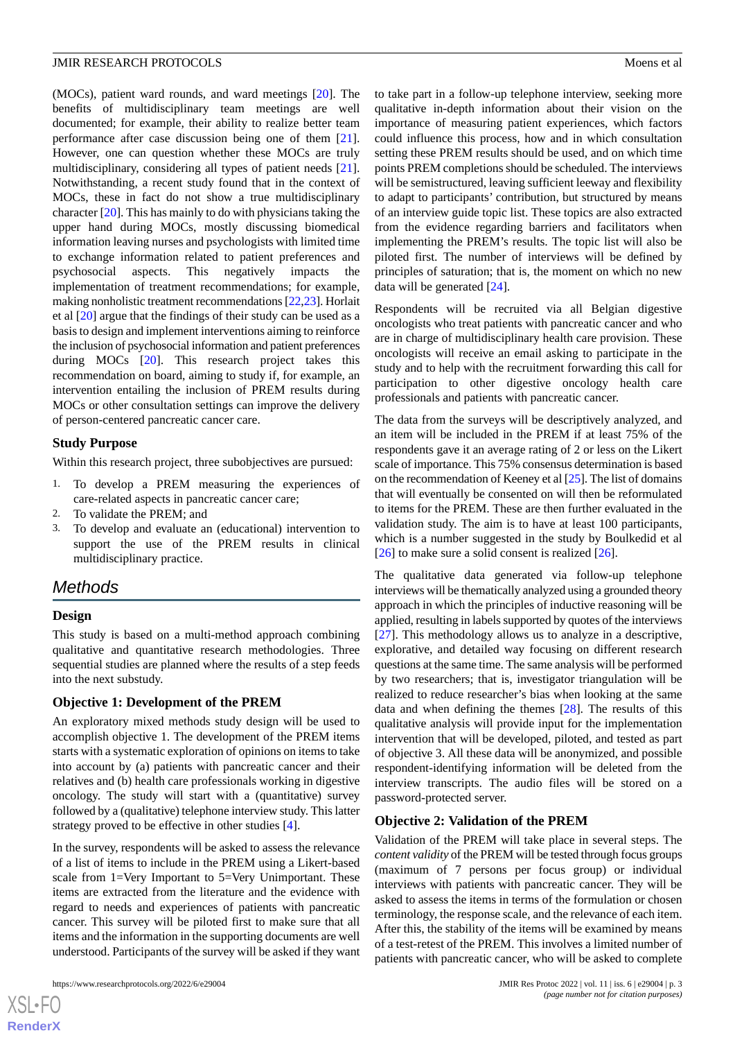(MOCs), patient ward rounds, and ward meetings [20]. The benefits of multidisciplinary team meetings are well documented; for example, their ability to realize better team performance after case discussion being one of them [21]. However, one can question whether these MOCs are truly multidisciplinary, considering all types of patient needs [21]. Notwithstanding, a recent study found that in the context of MOCs, these in fact do not show a true multidisciplinary character [20]. This has mainly to do with physicians taking the upper hand during MOCs, mostly discussing biomedical information leaving nurses and psychologists with limited time to exchange information related to patient preferences and psychosocial aspects. This negatively impacts the implementation of treatment recommendations; for example, making nonholistic treatment recommendations [22,23]. Horlait et al [20] argue that the findings of their study can be used as a basis to design and implement interventions aiming to reinforce the inclusion of psychosocial information and patient preferences during MOCs [20]. This research project takes this recommendation on board, aiming to study if, for example, an intervention entailing the inclusion of PREM results during MOCs or other consultation settings can improve the delivery of person-centered pancreatic cancer care.

### Study Purpose

Within this research project, three subobjectives are pursued:

1. To develop a PREM measuring the experiences of care-related aspects in pancreatic cancer care;
2. To validate the PREM; and
3. To develop and evaluate an (educational) intervention to support the use of the PREM results in clinical multidisciplinary practice.

## Methods

### Design

This study is based on a multi-method approach combining qualitative and quantitative research methodologies. Three sequential studies are planned where the results of a step feeds into the next substudy.

### Objective 1: Development of the PREM

An exploratory mixed methods study design will be used to accomplish objective 1. The development of the PREM items starts with a systematic exploration of opinions on items to take into account by (a) patients with pancreatic cancer and their relatives and (b) health care professionals working in digestive oncology. The study will start with a (quantitative) survey followed by a (qualitative) telephone interview study. This latter strategy proved to be effective in other studies [4].

In the survey, respondents will be asked to assess the relevance of a list of items to include in the PREM using a Likert-based scale from 1=Very Important to 5=Very Unimportant. These items are extracted from the literature and the evidence with regard to needs and experiences of patients with pancreatic cancer. This survey will be piloted first to make sure that all items and the information in the supporting documents are well understood. Participants of the survey will be asked if they want to take part in a follow-up telephone interview, seeking more qualitative in-depth information about their vision on the importance of measuring patient experiences, which factors could influence this process, how and in which consultation setting these PREM results should be used, and on which time points PREM completions should be scheduled. The interviews will be semistructured, leaving sufficient leeway and flexibility to adapt to participants' contribution, but structured by means of an interview guide topic list. These topics are also extracted from the evidence regarding barriers and facilitators when implementing the PREM's results. The topic list will also be piloted first. The number of interviews will be defined by principles of saturation; that is, the moment on which no new data will be generated [24].

Respondents will be recruited via all Belgian digestive oncologists who treat patients with pancreatic cancer and who are in charge of multidisciplinary health care provision. These oncologists will receive an email asking to participate in the study and to help with the recruitment forwarding this call for participation to other digestive oncology health care professionals and patients with pancreatic cancer.

The data from the surveys will be descriptively analyzed, and an item will be included in the PREM if at least 75% of the respondents gave it an average rating of 2 or less on the Likert scale of importance. This 75% consensus determination is based on the recommendation of Keeney et al [25]. The list of domains that will eventually be consented on will then be reformulated to items for the PREM. These are then further evaluated in the validation study. The aim is to have at least 100 participants, which is a number suggested in the study by Boulkedid et al [26] to make sure a solid consent is realized [26].

The qualitative data generated via follow-up telephone interviews will be thematically analyzed using a grounded theory approach in which the principles of inductive reasoning will be applied, resulting in labels supported by quotes of the interviews [27]. This methodology allows us to analyze in a descriptive, explorative, and detailed way focusing on different research questions at the same time. The same analysis will be performed by two researchers; that is, investigator triangulation will be realized to reduce researcher's bias when looking at the same data and when defining the themes [28]. The results of this qualitative analysis will provide input for the implementation intervention that will be developed, piloted, and tested as part of objective 3. All these data will be anonymized, and possible respondent-identifying information will be deleted from the interview transcripts. The audio files will be stored on a password-protected server.

### Objective 2: Validation of the PREM

Validation of the PREM will take place in several steps. The *content validity* of the PREM will be tested through focus groups (maximum of 7 persons per focus group) or individual interviews with patients with pancreatic cancer. They will be asked to assess the items in terms of the formulation or chosen terminology, the response scale, and the relevance of each item. After this, the stability of the items will be examined by means of a test-retest of the PREM. This involves a limited number of patients with pancreatic cancer, who will be asked to complete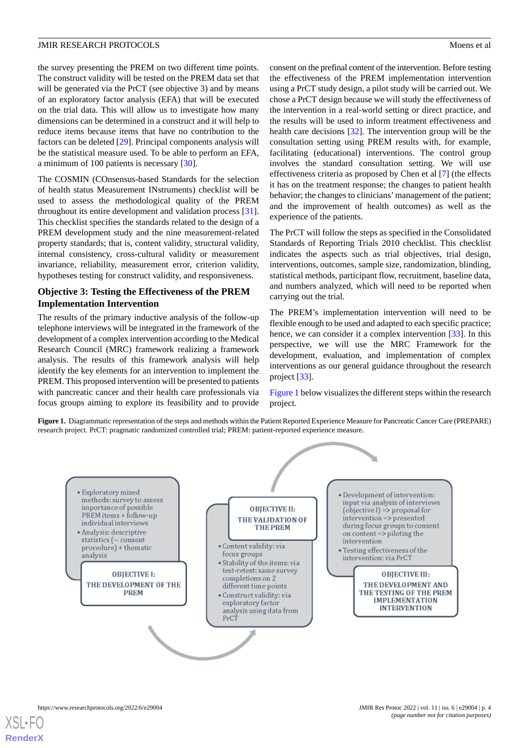the survey presenting the PREM on two different time points. The construct validity will be tested on the PREM data set that will be generated via the PrCT (see objective 3) and by means of an exploratory factor analysis (EFA) that will be executed on the trial data. This will allow us to investigate how many dimensions can be determined in a construct and it will help to reduce items because items that have no contribution to the factors can be deleted [29]. Principal components analysis will be the statistical measure used. To be able to perform an EFA, a minimum of 100 patients is necessary [30].

The COSMIN (COnsensus-based Standards for the selection of health status Measurement INstruments) checklist will be used to assess the methodological quality of the PREM throughout its entire development and validation process [31]. This checklist specifies the standards related to the design of a PREM development study and the nine measurement-related property standards; that is, content validity, structural validity, internal consistency, cross-cultural validity or measurement invariance, reliability, measurement error, criterion validity, hypotheses testing for construct validity, and responsiveness.

### Objective 3: Testing the Effectiveness of the PREM Implementation Intervention

The results of the primary inductive analysis of the follow-up telephone interviews will be integrated in the framework of the development of a complex intervention according to the Medical Research Council (MRC) framework realizing a framework analysis. The results of this framework analysis will help identify the key elements for an intervention to implement the PREM. This proposed intervention will be presented to patients with pancreatic cancer and their health care professionals via focus groups aiming to explore its feasibility and to provide consent on the prefinal content of the intervention. Before testing the effectiveness of the PREM implementation intervention using a PrCT study design, a pilot study will be carried out. We chose a PrCT design because we will study the effectiveness of the intervention in a real-world setting or direct practice, and the results will be used to inform treatment effectiveness and health care decisions [32]. The intervention group will be the consultation setting using PREM results with, for example, facilitating (educational) interventions. The control group involves the standard consultation setting. We will use effectiveness criteria as proposed by Chen et al [7] (the effects it has on the treatment response; the changes to patient health behavior; the changes to clinicians' management of the patient; and the improvement of health outcomes) as well as the experience of the patients.

The PrCT will follow the steps as specified in the Consolidated Standards of Reporting Trials 2010 checklist. This checklist indicates the aspects such as trial objectives, trial design, interventions, outcomes, sample size, randomization, blinding, statistical methods, participant flow, recruitment, baseline data, and numbers analyzed, which will need to be reported when carrying out the trial.

The PREM's implementation intervention will need to be flexible enough to be used and adapted to each specific practice; hence, we can consider it a complex intervention [33]. In this perspective, we will use the MRC Framework for the development, evaluation, and implementation of complex interventions as our general guidance throughout the research project [33].

Figure 1 below visualizes the different steps within the research project.

**Figure 1.** Diagrammatic representation of the steps and methods within the Patient Reported Experience Measure for Pancreatic Cancer Care (PREPARE) research project. PrCT: pragmatic randomized controlled trial; PREM: patient-reported experience measure.

- Exploratory mixed methods: survey to assess importance of possible PREM items + follow-up individual interviews
- Analysis: descriptive statistics (~ consent procedure) + thematic analysis

OBJECTIVE I: THE DEVELOPMENT OF THE PREM

OBJECTIVE II: THE VALIDATION OF THE PREM

- Content validity: via focus groups
- Stability of the items: via test-retest: same survey completions on 2 different time points
- Construct validity: via exploratory factor analysis using data from PrCT

- Development of intervention: input via analysis of interviews (objective I) => proposal for intervention => presented during focus groups to consent on content => piloting the intervention
- Testing effectiveness of the intervention: via PrCT

OBJECTIVE III: THE DEVELOPMENT AND THE TESTING OF THE PREM IMPLEMENTATION INTERVENTION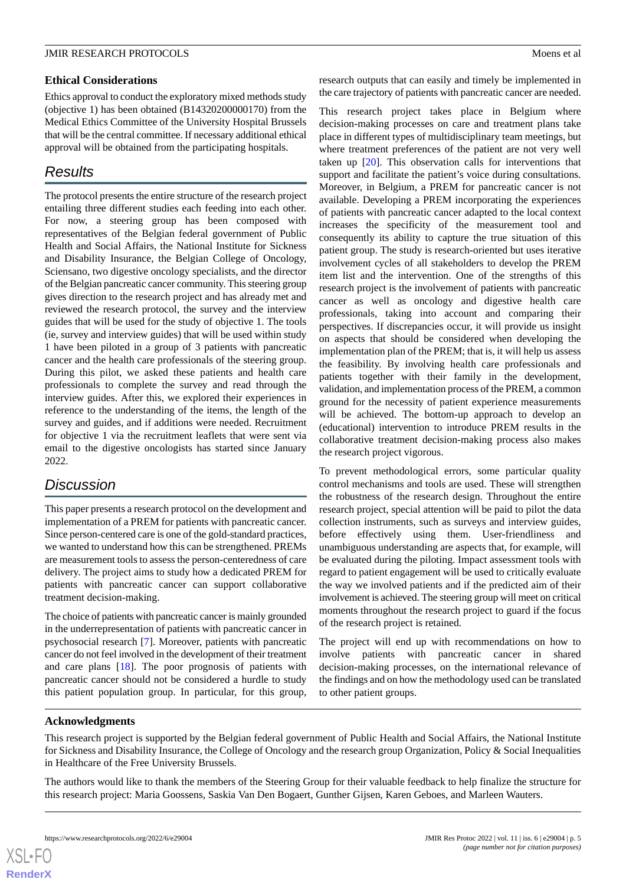### Ethical Considerations

Ethics approval to conduct the exploratory mixed methods study (objective 1) has been obtained (B14320200000170) from the Medical Ethics Committee of the University Hospital Brussels that will be the central committee. If necessary additional ethical approval will be obtained from the participating hospitals.

## Results

The protocol presents the entire structure of the research project entailing three different studies each feeding into each other. For now, a steering group has been composed with representatives of the Belgian federal government of Public Health and Social Affairs, the National Institute for Sickness and Disability Insurance, the Belgian College of Oncology, Sciensano, two digestive oncology specialists, and the director of the Belgian pancreatic cancer community. This steering group gives direction to the research project and has already met and reviewed the research protocol, the survey and the interview guides that will be used for the study of objective 1. The tools (ie, survey and interview guides) that will be used within study 1 have been piloted in a group of 3 patients with pancreatic cancer and the health care professionals of the steering group. During this pilot, we asked these patients and health care professionals to complete the survey and read through the interview guides. After this, we explored their experiences in reference to the understanding of the items, the length of the survey and guides, and if additions were needed. Recruitment for objective 1 via the recruitment leaflets that were sent via email to the digestive oncologists has started since January 2022.

## Discussion

This paper presents a research protocol on the development and implementation of a PREM for patients with pancreatic cancer. Since person-centered care is one of the gold-standard practices, we wanted to understand how this can be strengthened. PREMs are measurement tools to assess the person-centeredness of care delivery. The project aims to study how a dedicated PREM for patients with pancreatic cancer can support collaborative treatment decision-making.

The choice of patients with pancreatic cancer is mainly grounded in the underrepresentation of patients with pancreatic cancer in psychosocial research [7]. Moreover, patients with pancreatic cancer do not feel involved in the development of their treatment and care plans [18]. The poor prognosis of patients with pancreatic cancer should not be considered a hurdle to study this patient population group. In particular, for this group, research outputs that can easily and timely be implemented in the care trajectory of patients with pancreatic cancer are needed.

This research project takes place in Belgium where decision-making processes on care and treatment plans take place in different types of multidisciplinary team meetings, but where treatment preferences of the patient are not very well taken up [20]. This observation calls for interventions that support and facilitate the patient's voice during consultations. Moreover, in Belgium, a PREM for pancreatic cancer is not available. Developing a PREM incorporating the experiences of patients with pancreatic cancer adapted to the local context increases the specificity of the measurement tool and consequently its ability to capture the true situation of this patient group. The study is research-oriented but uses iterative involvement cycles of all stakeholders to develop the PREM item list and the intervention. One of the strengths of this research project is the involvement of patients with pancreatic cancer as well as oncology and digestive health care professionals, taking into account and comparing their perspectives. If discrepancies occur, it will provide us insight on aspects that should be considered when developing the implementation plan of the PREM; that is, it will help us assess the feasibility. By involving health care professionals and patients together with their family in the development, validation, and implementation process of the PREM, a common ground for the necessity of patient experience measurements will be achieved. The bottom-up approach to develop an (educational) intervention to introduce PREM results in the collaborative treatment decision-making process also makes the research project vigorous.

To prevent methodological errors, some particular quality control mechanisms and tools are used. These will strengthen the robustness of the research design. Throughout the entire research project, special attention will be paid to pilot the data collection instruments, such as surveys and interview guides, before effectively using them. User-friendliness and unambiguous understanding are aspects that, for example, will be evaluated during the piloting. Impact assessment tools with regard to patient engagement will be used to critically evaluate the way we involved patients and if the predicted aim of their involvement is achieved. The steering group will meet on critical moments throughout the research project to guard if the focus of the research project is retained.

The project will end up with recommendations on how to involve patients with pancreatic cancer in shared decision-making processes, on the international relevance of the findings and on how the methodology used can be translated to other patient groups.

### Acknowledgments

This research project is supported by the Belgian federal government of Public Health and Social Affairs, the National Institute for Sickness and Disability Insurance, the College of Oncology and the research group Organization, Policy & Social Inequalities in Healthcare of the Free University Brussels.

The authors would like to thank the members of the Steering Group for their valuable feedback to help finalize the structure for this research project: Maria Goossens, Saskia Van Den Bogaert, Gunther Gijsen, Karen Geboes, and Marleen Wauters.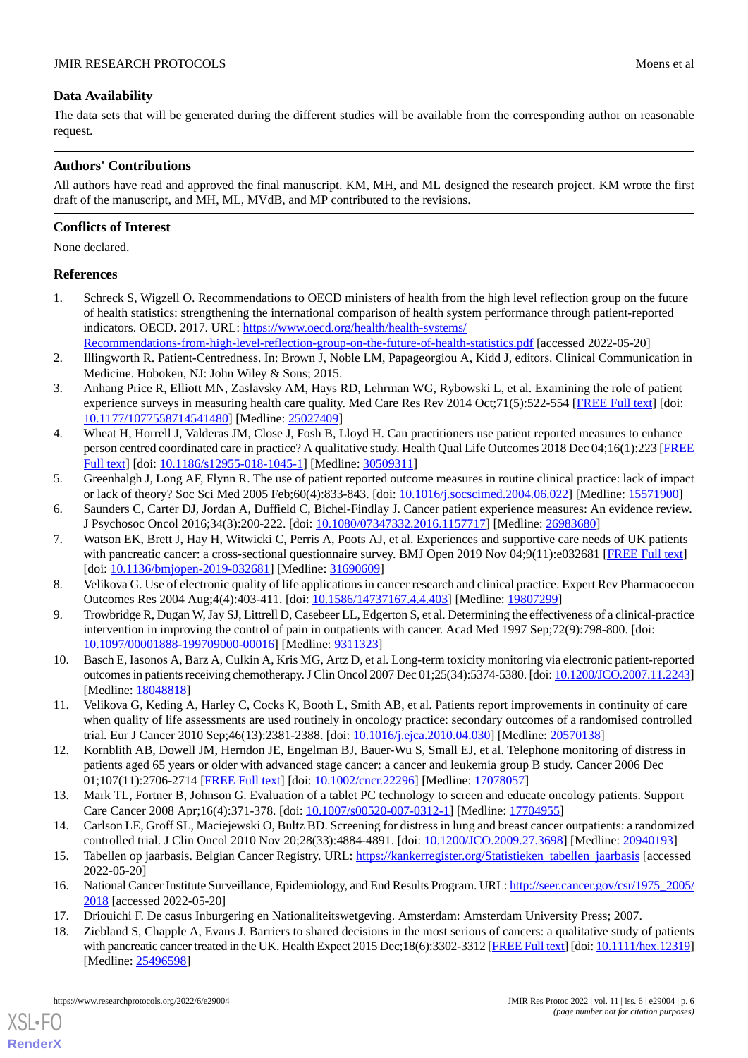## Data Availability

The data sets that will be generated during the different studies will be available from the corresponding author on reasonable request.

## Authors' Contributions

All authors have read and approved the final manuscript. KM, MH, and ML designed the research project. KM wrote the first draft of the manuscript, and MH, ML, MVdB, and MP contributed to the revisions.

## Conflicts of Interest

None declared.

## References

1. Schreck S, Wigzell O. Recommendations to OECD ministers of health from the high level reflection group on the future of health statistics: strengthening the international comparison of health system performance through patient-reported indicators. OECD. 2017. URL: https://www.oecd.org/health/health-systems/Recommendations-from-high-level-reflection-group-on-the-future-of-health-statistics.pdf [accessed 2022-05-20]
2. Illingworth R. Patient-Centredness. In: Brown J, Noble LM, Papageorgiou A, Kidd J, editors. Clinical Communication in Medicine. Hoboken, NJ: John Wiley & Sons; 2015.
3. Anhang Price R, Elliott MN, Zaslavsky AM, Hays RD, Lehrman WG, Rybowski L, et al. Examining the role of patient experience surveys in measuring health care quality. Med Care Res Rev 2014 Oct;71(5):522-554 [FREE Full text] [doi: 10.1177/1077558714541480] [Medline: 25027409]
4. Wheat H, Horrell J, Valderas JM, Close J, Fosh B, Lloyd H. Can practitioners use patient reported measures to enhance person centred coordinated care in practice? A qualitative study. Health Qual Life Outcomes 2018 Dec 04;16(1):223 [FREE Full text] [doi: 10.1186/s12955-018-1045-1] [Medline: 30509311]
5. Greenhalgh J, Long AF, Flynn R. The use of patient reported outcome measures in routine clinical practice: lack of impact or lack of theory? Soc Sci Med 2005 Feb;60(4):833-843. [doi: 10.1016/j.socscimed.2004.06.022] [Medline: 15571900]
6. Saunders C, Carter DJ, Jordan A, Duffield C, Bichel-Findlay J. Cancer patient experience measures: An evidence review. J Psychosoc Oncol 2016;34(3):200-222. [doi: 10.1080/07347332.2016.1157717] [Medline: 26983680]
7. Watson EK, Brett J, Hay H, Witwicki C, Perris A, Poots AJ, et al. Experiences and supportive care needs of UK patients with pancreatic cancer: a cross-sectional questionnaire survey. BMJ Open 2019 Nov 04;9(11):e032681 [FREE Full text] [doi: 10.1136/bmjopen-2019-032681] [Medline: 31690609]
8. Velikova G. Use of electronic quality of life applications in cancer research and clinical practice. Expert Rev Pharmacoecon Outcomes Res 2004 Aug;4(4):403-411. [doi: 10.1586/14737167.4.4.403] [Medline: 19807299]
9. Trowbridge R, Dugan W, Jay SJ, Littrell D, Casebeer LL, Edgerton S, et al. Determining the effectiveness of a clinical-practice intervention in improving the control of pain in outpatients with cancer. Acad Med 1997 Sep;72(9):798-800. [doi: 10.1097/00001888-199709000-00016] [Medline: 9311323]
10. Basch E, Iasonos A, Barz A, Culkin A, Kris MG, Artz D, et al. Long-term toxicity monitoring via electronic patient-reported outcomes in patients receiving chemotherapy. J Clin Oncol 2007 Dec 01;25(34):5374-5380. [doi: 10.1200/JCO.2007.11.2243] [Medline: 18048818]
11. Velikova G, Keding A, Harley C, Cocks K, Booth L, Smith AB, et al. Patients report improvements in continuity of care when quality of life assessments are used routinely in oncology practice: secondary outcomes of a randomised controlled trial. Eur J Cancer 2010 Sep;46(13):2381-2388. [doi: 10.1016/j.ejca.2010.04.030] [Medline: 20570138]
12. Kornblith AB, Dowell JM, Herndon JE, Engelman BJ, Bauer-Wu S, Small EJ, et al. Telephone monitoring of distress in patients aged 65 years or older with advanced stage cancer: a cancer and leukemia group B study. Cancer 2006 Dec 01;107(11):2706-2714 [FREE Full text] [doi: 10.1002/cncr.22296] [Medline: 17078057]
13. Mark TL, Fortner B, Johnson G. Evaluation of a tablet PC technology to screen and educate oncology patients. Support Care Cancer 2008 Apr;16(4):371-378. [doi: 10.1007/s00520-007-0312-1] [Medline: 17704955]
14. Carlson LE, Groff SL, Maciejewski O, Bultz BD. Screening for distress in lung and breast cancer outpatients: a randomized controlled trial. J Clin Oncol 2010 Nov 20;28(33):4884-4891. [doi: 10.1200/JCO.2009.27.3698] [Medline: 20940193]
15. Tabellen op jaarbasis. Belgian Cancer Registry. URL: https://kankerregister.org/Statistieken_tabellen_jaarbasis [accessed 2022-05-20]
16. National Cancer Institute Surveillance, Epidemiology, and End Results Program. URL: http://seer.cancer.gov/csr/1975_2005/2018 [accessed 2022-05-20]
17. Driouichi F. De casus Inburgering en Nationaliteitswetgeving. Amsterdam: Amsterdam University Press; 2007.
18. Ziebland S, Chapple A, Evans J. Barriers to shared decisions in the most serious of cancers: a qualitative study of patients with pancreatic cancer treated in the UK. Health Expect 2015 Dec;18(6):3302-3312 [FREE Full text] [doi: 10.1111/hex.12319] [Medline: 25496598]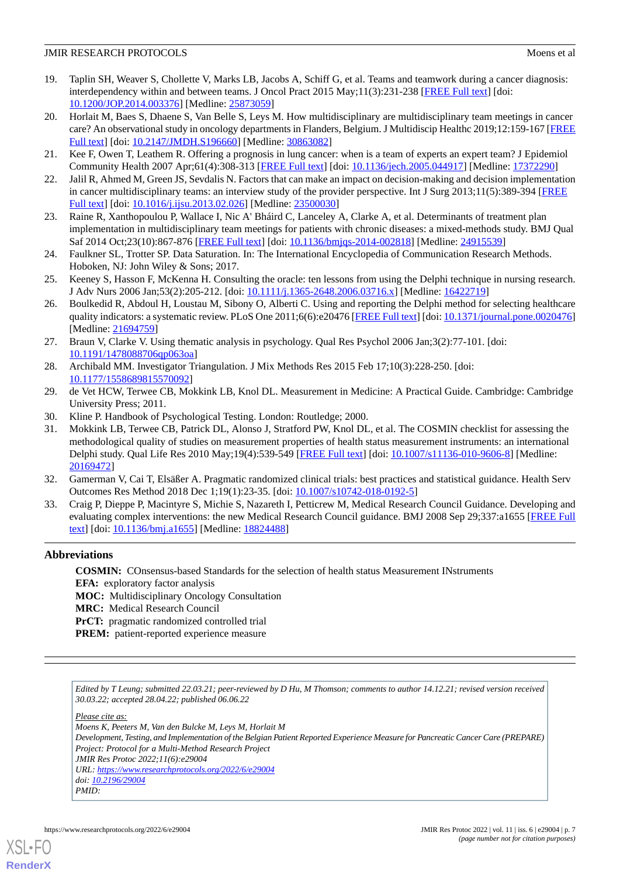19. Taplin SH, Weaver S, Chollette V, Marks LB, Jacobs A, Schiff G, et al. Teams and teamwork during a cancer diagnosis: interdependency within and between teams. J Oncol Pract 2015 May;11(3):231-238 [FREE Full text] [doi: 10.1200/JOP.2014.003376] [Medline: 25873059]
20. Horlait M, Baes S, Dhaene S, Van Belle S, Leys M. How multidisciplinary are multidisciplinary team meetings in cancer care? An observational study in oncology departments in Flanders, Belgium. J Multidiscip Healthc 2019;12:159-167 [FREE Full text] [doi: 10.2147/JMDH.S196660] [Medline: 30863082]
21. Kee F, Owen T, Leathem R. Offering a prognosis in lung cancer: when is a team of experts an expert team? J Epidemiol Community Health 2007 Apr;61(4):308-313 [FREE Full text] [doi: 10.1136/jech.2005.044917] [Medline: 17372290]
22. Jalil R, Ahmed M, Green JS, Sevdalis N. Factors that can make an impact on decision-making and decision implementation in cancer multidisciplinary teams: an interview study of the provider perspective. Int J Surg 2013;11(5):389-394 [FREE Full text] [doi: 10.1016/j.ijsu.2013.02.026] [Medline: 23500030]
23. Raine R, Xanthopoulou P, Wallace I, Nic A' Bháird C, Lanceley A, Clarke A, et al. Determinants of treatment plan implementation in multidisciplinary team meetings for patients with chronic diseases: a mixed-methods study. BMJ Qual Saf 2014 Oct;23(10):867-876 [FREE Full text] [doi: 10.1136/bmjqs-2014-002818] [Medline: 24915539]
24. Faulkner SL, Trotter SP. Data Saturation. In: The International Encyclopedia of Communication Research Methods. Hoboken, NJ: John Wiley & Sons; 2017.
25. Keeney S, Hasson F, McKenna H. Consulting the oracle: ten lessons from using the Delphi technique in nursing research. J Adv Nurs 2006 Jan;53(2):205-212. [doi: 10.1111/j.1365-2648.2006.03716.x] [Medline: 16422719]
26. Boulkedid R, Abdoul H, Loustau M, Sibony O, Alberti C. Using and reporting the Delphi method for selecting healthcare quality indicators: a systematic review. PLoS One 2011;6(6):e20476 [FREE Full text] [doi: 10.1371/journal.pone.0020476] [Medline: 21694759]
27. Braun V, Clarke V. Using thematic analysis in psychology. Qual Res Psychol 2006 Jan;3(2):77-101. [doi: 10.1191/1478088706qp063oa]
28. Archibald MM. Investigator Triangulation. J Mix Methods Res 2015 Feb 17;10(3):228-250. [doi: 10.1177/1558689815570092]
29. de Vet HCW, Terwee CB, Mokkink LB, Knol DL. Measurement in Medicine: A Practical Guide. Cambridge: Cambridge University Press; 2011.
30. Kline P. Handbook of Psychological Testing. London: Routledge; 2000.
31. Mokkink LB, Terwee CB, Patrick DL, Alonso J, Stratford PW, Knol DL, et al. The COSMIN checklist for assessing the methodological quality of studies on measurement properties of health status measurement instruments: an international Delphi study. Qual Life Res 2010 May;19(4):539-549 [FREE Full text] [doi: 10.1007/s11136-010-9606-8] [Medline: 20169472]
32. Gamerman V, Cai T, Elsäßer A. Pragmatic randomized clinical trials: best practices and statistical guidance. Health Serv Outcomes Res Method 2018 Dec 1;19(1):23-35. [doi: 10.1007/s10742-018-0192-5]
33. Craig P, Dieppe P, Macintyre S, Michie S, Nazareth I, Petticrew M, Medical Research Council Guidance. Developing and evaluating complex interventions: the new Medical Research Council guidance. BMJ 2008 Sep 29;337:a1655 [FREE Full text] [doi: 10.1136/bmj.a1655] [Medline: 18824488]

## Abbreviations

**COSMIN:** COnsensus-based Standards for the selection of health status Measurement INstruments
**EFA:** exploratory factor analysis
**MOC:** Multidisciplinary Oncology Consultation
**MRC:** Medical Research Council
**PrCT:** pragmatic randomized controlled trial
**PREM:** patient-reported experience measure

*Edited by T Leung; submitted 22.03.21; peer-reviewed by D Hu, M Thomson; comments to author 14.12.21; revised version received 30.03.22; accepted 28.04.22; published 06.06.22*

*Please cite as:*
*Moens K, Peeters M, Van den Bulcke M, Leys M, Horlait M*
*Development, Testing, and Implementation of the Belgian Patient Reported Experience Measure for Pancreatic Cancer Care (PREPARE) Project: Protocol for a Multi-Method Research Project*
*JMIR Res Protoc 2022;11(6):e29004*
*URL: https://www.researchprotocols.org/2022/6/e29004*
*doi: 10.2196/29004*
*PMID:*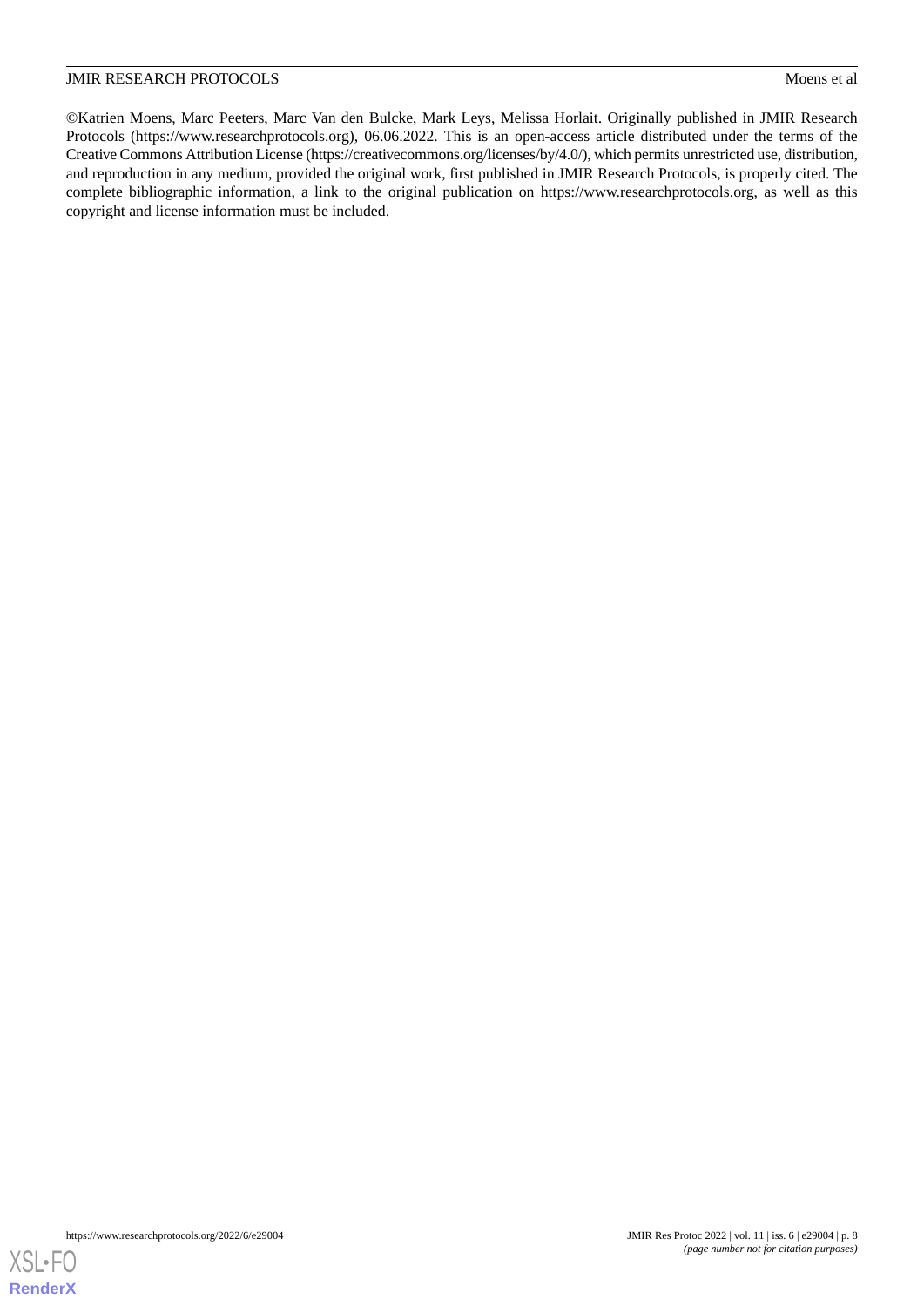©Katrien Moens, Marc Peeters, Marc Van den Bulcke, Mark Leys, Melissa Horlait. Originally published in JMIR Research Protocols (https://www.researchprotocols.org), 06.06.2022. This is an open-access article distributed under the terms of the Creative Commons Attribution License (https://creativecommons.org/licenses/by/4.0/), which permits unrestricted use, distribution, and reproduction in any medium, provided the original work, first published in JMIR Research Protocols, is properly cited. The complete bibliographic information, a link to the original publication on https://www.researchprotocols.org, as well as this copyright and license information must be included.